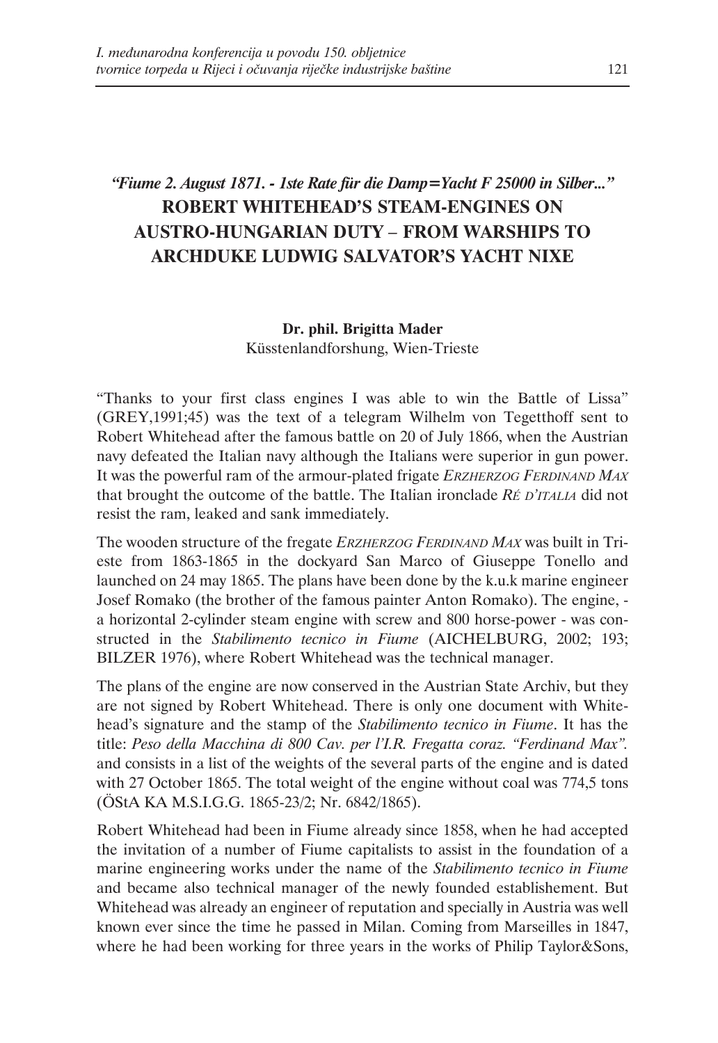# *"Fiume 2. August 1871. - 1ste Rate für die Damp=Yacht F 25000 in Silber..."*
# ROBERT WHITEHEAD'S STEAM-ENGINES ON AUSTRO-HUNGARIAN DUTY – FROM WARSHIPS TO ARCHDUKE LUDWIG SALVATOR'S YACHT NIXE

**Dr. phil. Brigitta Mader**
Küsstenlandforshung, Wien-Trieste

"Thanks to your first class engines I was able to win the Battle of Lissa" (GREY,1991;45) was the text of a telegram Wilhelm von Tegetthoff sent to Robert Whitehead after the famous battle on 20 of July 1866, when the Austrian navy defeated the Italian navy although the Italians were superior in gun power. It was the powerful ram of the armour-plated frigate *ERZHERZOG FERDINAND MAX* that brought the outcome of the battle. The Italian ironclade *RÉ D'ITALIA* did not resist the ram, leaked and sank immediately.

The wooden structure of the fregate *ERZHERZOG FERDINAND MAX* was built in Trieste from 1863-1865 in the dockyard San Marco of Giuseppe Tonello and launched on 24 may 1865. The plans have been done by the k.u.k marine engineer Josef Romako (the brother of the famous painter Anton Romako). The engine, - a horizontal 2-cylinder steam engine with screw and 800 horse-power - was constructed in the *Stabilimento tecnico in Fiume* (AICHELBURG, 2002; 193; BILZER 1976), where Robert Whitehead was the technical manager.

The plans of the engine are now conserved in the Austrian State Archiv, but they are not signed by Robert Whitehead. There is only one document with Whitehead's signature and the stamp of the *Stabilimento tecnico in Fiume*. It has the title: *Peso della Macchina di 800 Cav. per l'I.R. Fregatta coraz. "Ferdinand Max".* and consists in a list of the weights of the several parts of the engine and is dated with 27 October 1865. The total weight of the engine without coal was 774,5 tons (ÖStA KA M.S.I.G.G. 1865-23/2; Nr. 6842/1865).

Robert Whitehead had been in Fiume already since 1858, when he had accepted the invitation of a number of Fiume capitalists to assist in the foundation of a marine engineering works under the name of the *Stabilimento tecnico in Fiume* and became also technical manager of the newly founded establishement. But Whitehead was already an engineer of reputation and specially in Austria was well known ever since the time he passed in Milan. Coming from Marseilles in 1847, where he had been working for three years in the works of Philip Taylor&Sons,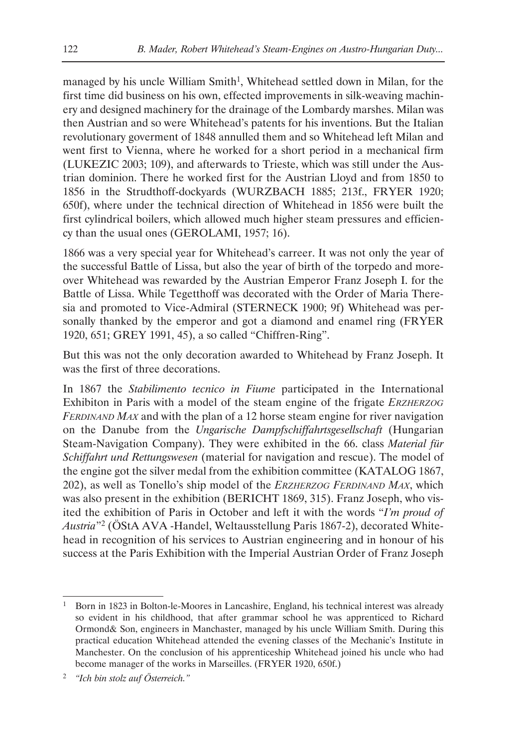managed by his uncle William Smith[1], Whitehead settled down in Milan, for the first time did business on his own, effected improvements in silk-weaving machinery and designed machinery for the drainage of the Lombardy marshes. Milan was then Austrian and so were Whitehead's patents for his inventions. But the Italian revolutionary goverment of 1848 annulled them and so Whitehead left Milan and went first to Vienna, where he worked for a short period in a mechanical firm (LUKEZIC 2003; 109), and afterwards to Trieste, which was still under the Austrian dominion. There he worked first for the Austrian Lloyd and from 1850 to 1856 in the Strudthoff-dockyards (WURZBACH 1885; 213f., FRYER 1920; 650f), where under the technical direction of Whitehead in 1856 were built the first cylindrical boilers, which allowed much higher steam pressures and efficiency than the usual ones (GEROLAMI, 1957; 16).

1866 was a very special year for Whitehead's carreer. It was not only the year of the successful Battle of Lissa, but also the year of birth of the torpedo and moreover Whitehead was rewarded by the Austrian Emperor Franz Joseph I. for the Battle of Lissa. While Tegetthoff was decorated with the Order of Maria Theresia and promoted to Vice-Admiral (STERNECK 1900; 9f) Whitehead was personally thanked by the emperor and got a diamond and enamel ring (FRYER 1920, 651; GREY 1991, 45), a so called "Chiffren-Ring".

But this was not the only decoration awarded to Whitehead by Franz Joseph. It was the first of three decorations.

In 1867 the *Stabilimento tecnico in Fiume* participated in the International Exhibiton in Paris with a model of the steam engine of the frigate *Erzherzog Ferdinand Max* and with the plan of a 12 horse steam engine for river navigation on the Danube from the *Ungarische Dampfschiffahrtsgesellschaft* (Hungarian Steam-Navigation Company). They were exhibited in the 66. class *Material für Schiffahrt und Rettungswesen* (material for navigation and rescue). The model of the engine got the silver medal from the exhibition committee (KATALOG 1867, 202), as well as Tonello's ship model of the *Erzherzog Ferdinand Max*, which was also present in the exhibition (BERICHT 1869, 315). Franz Joseph, who visited the exhibition of Paris in October and left it with the words "*I'm proud of Austria*"[2] (ÖStA AVA -Handel, Weltausstellung Paris 1867-2), decorated Whitehead in recognition of his services to Austrian engineering and in honour of his success at the Paris Exhibition with the Imperial Austrian Order of Franz Joseph

---

[1] Born in 1823 in Bolton-le-Moores in Lancashire, England, his technical interest was already so evident in his childhood, that after grammar school he was apprenticed to Richard Ormond& Son, engineers in Manchaster, managed by his uncle William Smith. During this practical education Whitehead attended the evening classes of the Mechanic's Institute in Manchester. On the conclusion of his apprenticeship Whitehead joined his uncle who had become manager of the works in Marseilles. (FRYER 1920, 650f.)

[2] *"Ich bin stolz auf Österreich."*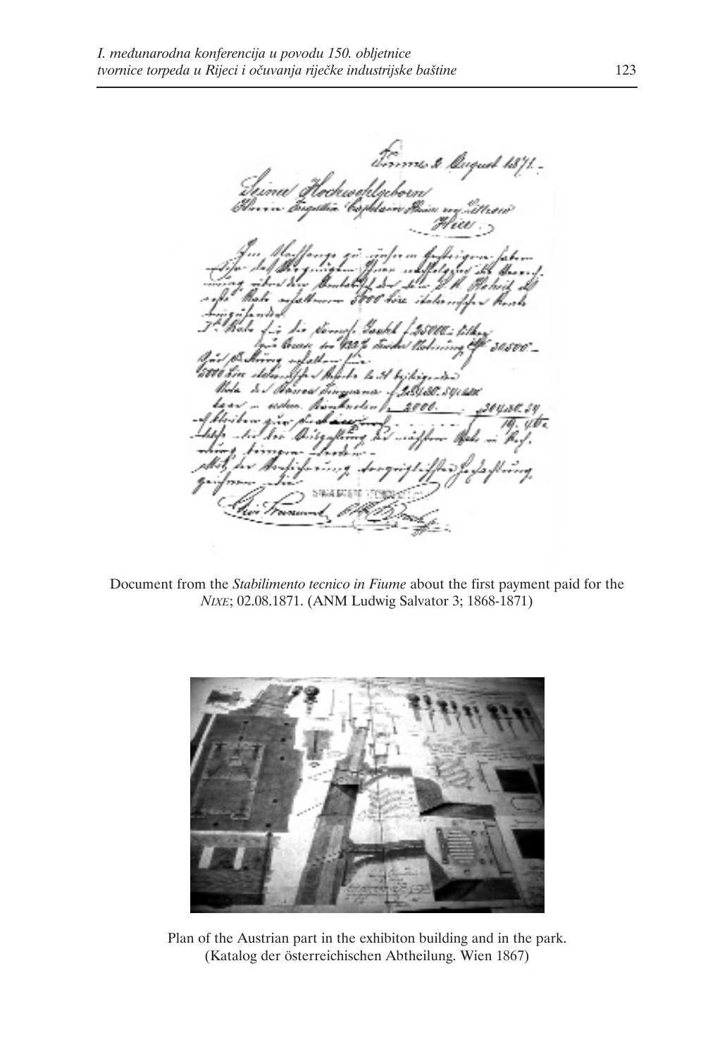Document from the *Stabilimento tecnico in Fiume* about the first payment paid for the *Nixe*; 02.08.1871. (ANM Ludwig Salvator 3; 1868-1871)

Plan of the Austrian part in the exhibiton building and in the park. (Katalog der österreichischen Abtheilung. Wien 1867)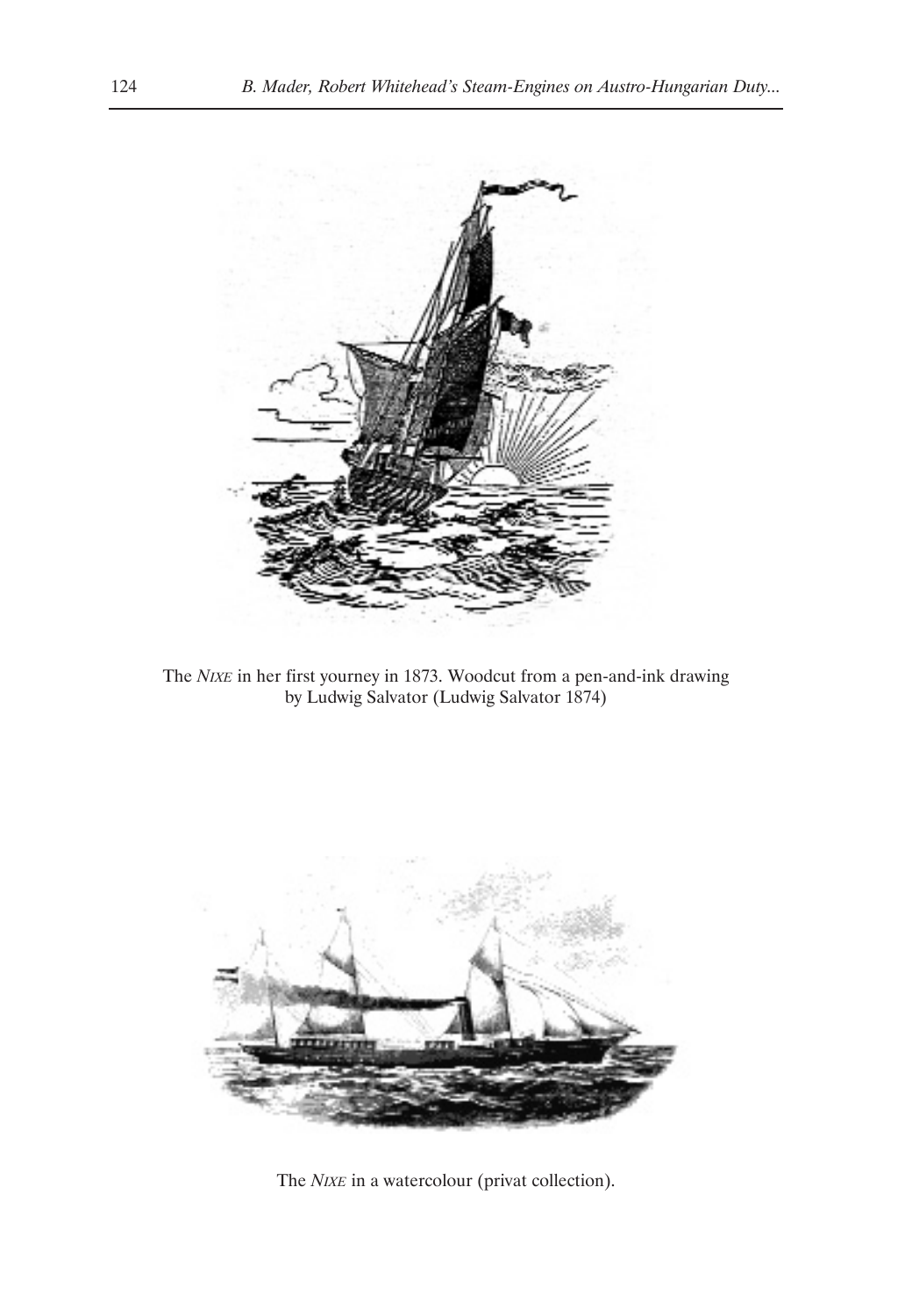The *Nixe* in her first yourney in 1873. Woodcut from a pen-and-ink drawing by Ludwig Salvator (Ludwig Salvator 1874)

The *Nixe* in a watercolour (privat collection).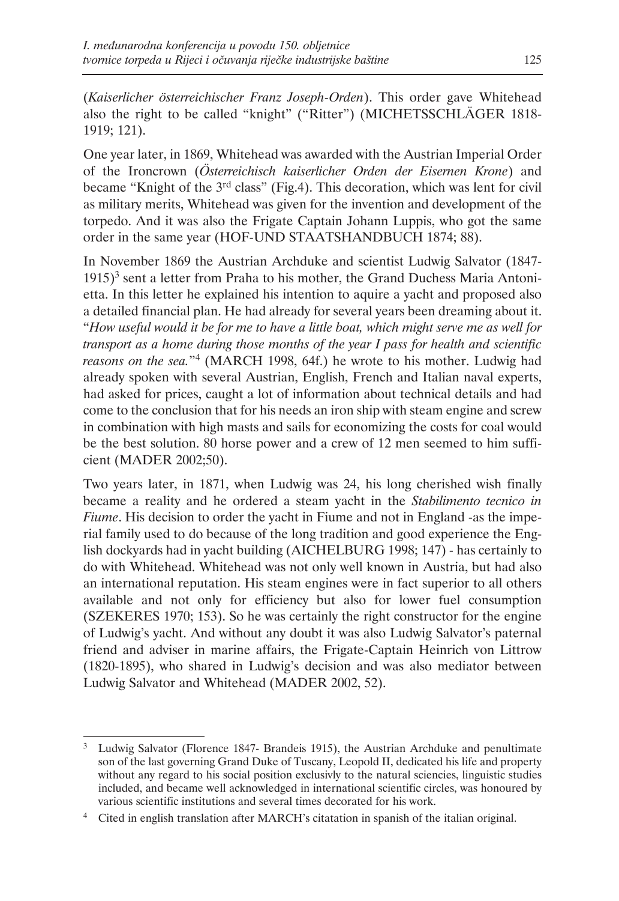(*Kaiserlicher österreichischer Franz Joseph-Orden*). This order gave Whitehead also the right to be called "knight" ("Ritter") (MICHETSSCHLÄGER 1818-1919; 121).

One year later, in 1869, Whitehead was awarded with the Austrian Imperial Order of the Ironcrown (*Österreichisch kaiserlicher Orden der Eisernen Krone*) and became "Knight of the 3rd class" (Fig.4). This decoration, which was lent for civil as military merits, Whitehead was given for the invention and development of the torpedo. And it was also the Frigate Captain Johann Luppis, who got the same order in the same year (HOF-UND STAATSHANDBUCH 1874; 88).

In November 1869 the Austrian Archduke and scientist Ludwig Salvator (1847-1915)[3] sent a letter from Praha to his mother, the Grand Duchess Maria Antonietta. In this letter he explained his intention to aquire a yacht and proposed also a detailed financial plan. He had already for several years been dreaming about it. "*How useful would it be for me to have a little boat, which might serve me as well for transport as a home during those months of the year I pass for health and scientific reasons on the sea.*"[4] (MARCH 1998, 64f.) he wrote to his mother. Ludwig had already spoken with several Austrian, English, French and Italian naval experts, had asked for prices, caught a lot of information about technical details and had come to the conclusion that for his needs an iron ship with steam engine and screw in combination with high masts and sails for economizing the costs for coal would be the best solution. 80 horse power and a crew of 12 men seemed to him sufficient (MADER 2002;50).

Two years later, in 1871, when Ludwig was 24, his long cherished wish finally became a reality and he ordered a steam yacht in the *Stabilimento tecnico in Fiume*. His decision to order the yacht in Fiume and not in England -as the imperial family used to do because of the long tradition and good experience the English dockyards had in yacht building (AICHELBURG 1998; 147) - has certainly to do with Whitehead. Whitehead was not only well known in Austria, but had also an international reputation. His steam engines were in fact superior to all others available and not only for efficiency but also for lower fuel consumption (SZEKERES 1970; 153). So he was certainly the right constructor for the engine of Ludwig's yacht. And without any doubt it was also Ludwig Salvator's paternal friend and adviser in marine affairs, the Frigate-Captain Heinrich von Littrow (1820-1895), who shared in Ludwig's decision and was also mediator between Ludwig Salvator and Whitehead (MADER 2002, 52).

---

[3] Ludwig Salvator (Florence 1847- Brandeis 1915), the Austrian Archduke and penultimate son of the last governing Grand Duke of Tuscany, Leopold II, dedicated his life and property without any regard to his social position exclusivly to the natural sciencies, linguistic studies included, and became well acknowledged in international scientific circles, was honoured by various scientific institutions and several times decorated for his work.

[4] Cited in english translation after MARCH's citatation in spanish of the italian original.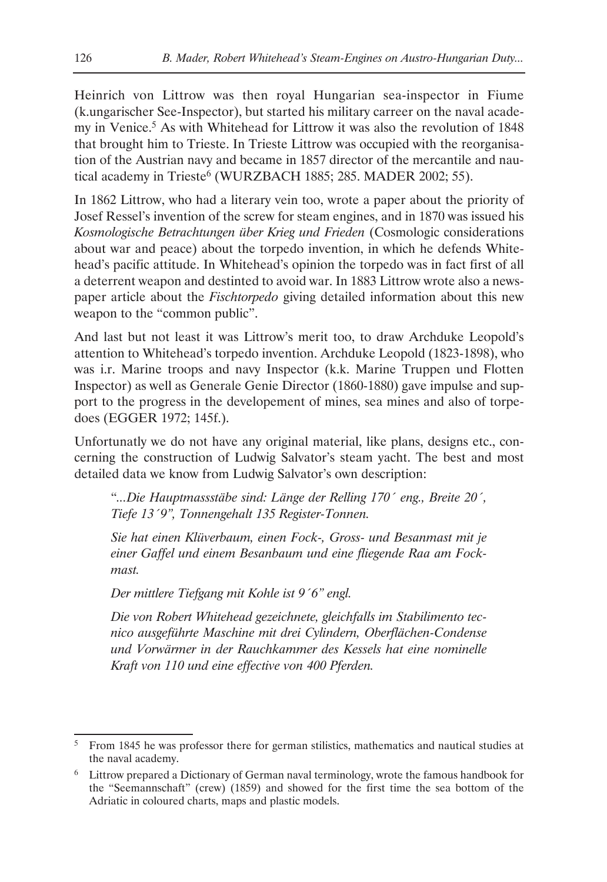Heinrich von Littrow was then royal Hungarian sea-inspector in Fiume (k.ungarischer See-Inspector), but started his military carreer on the naval academy in Venice.[5] As with Whitehead for Littrow it was also the revolution of 1848 that brought him to Trieste. In Trieste Littrow was occupied with the reorganisation of the Austrian navy and became in 1857 director of the mercantile and nautical academy in Trieste[6] (WURZBACH 1885; 285. MADER 2002; 55).

In 1862 Littrow, who had a literary vein too, wrote a paper about the priority of Josef Ressel's invention of the screw for steam engines, and in 1870 was issued his *Kosmologische Betrachtungen über Krieg und Frieden* (Cosmologic considerations about war and peace) about the torpedo invention, in which he defends Whitehead's pacific attitude. In Whitehead's opinion the torpedo was in fact first of all a deterrent weapon and destinted to avoid war. In 1883 Littrow wrote also a newspaper article about the *Fischtorpedo* giving detailed information about this new weapon to the "common public".

And last but not least it was Littrow's merit too, to draw Archduke Leopold's attention to Whitehead's torpedo invention. Archduke Leopold (1823-1898), who was i.r. Marine troops and navy Inspector (k.k. Marine Truppen und Flotten Inspector) as well as Generale Genie Director (1860-1880) gave impulse and support to the progress in the developement of mines, sea mines and also of torpedoes (EGGER 1972; 145f.).

Unfortunatly we do not have any original material, like plans, designs etc., concerning the construction of Ludwig Salvator's steam yacht. The best and most detailed data we know from Ludwig Salvator's own description:

> "...*Die Hauptmassstäbe sind: Länge der Relling 170´ eng., Breite 20´, Tiefe 13´9", Tonnengehalt 135 Register-Tonnen.*
>
> *Sie hat einen Klüverbaum, einen Fock-, Gross- und Besanmast mit je einer Gaffel und einem Besanbaum und eine fliegende Raa am Fockmast.*
>
> *Der mittlere Tiefgang mit Kohle ist 9´6" engl.*
>
> *Die von Robert Whitehead gezeichnete, gleichfalls im Stabilimento tecnico ausgeführte Maschine mit drei Cylindern, Oberflächen-Condense und Vorwärmer in der Rauchkammer des Kessels hat eine nominelle Kraft von 110 und eine effective von 400 Pferden.*

---

[5] From 1845 he was professor there for german stilistics, mathematics and nautical studies at the naval academy.

[6] Littrow prepared a Dictionary of German naval terminology, wrote the famous handbook for the "Seemannschaft" (crew) (1859) and showed for the first time the sea bottom of the Adriatic in coloured charts, maps and plastic models.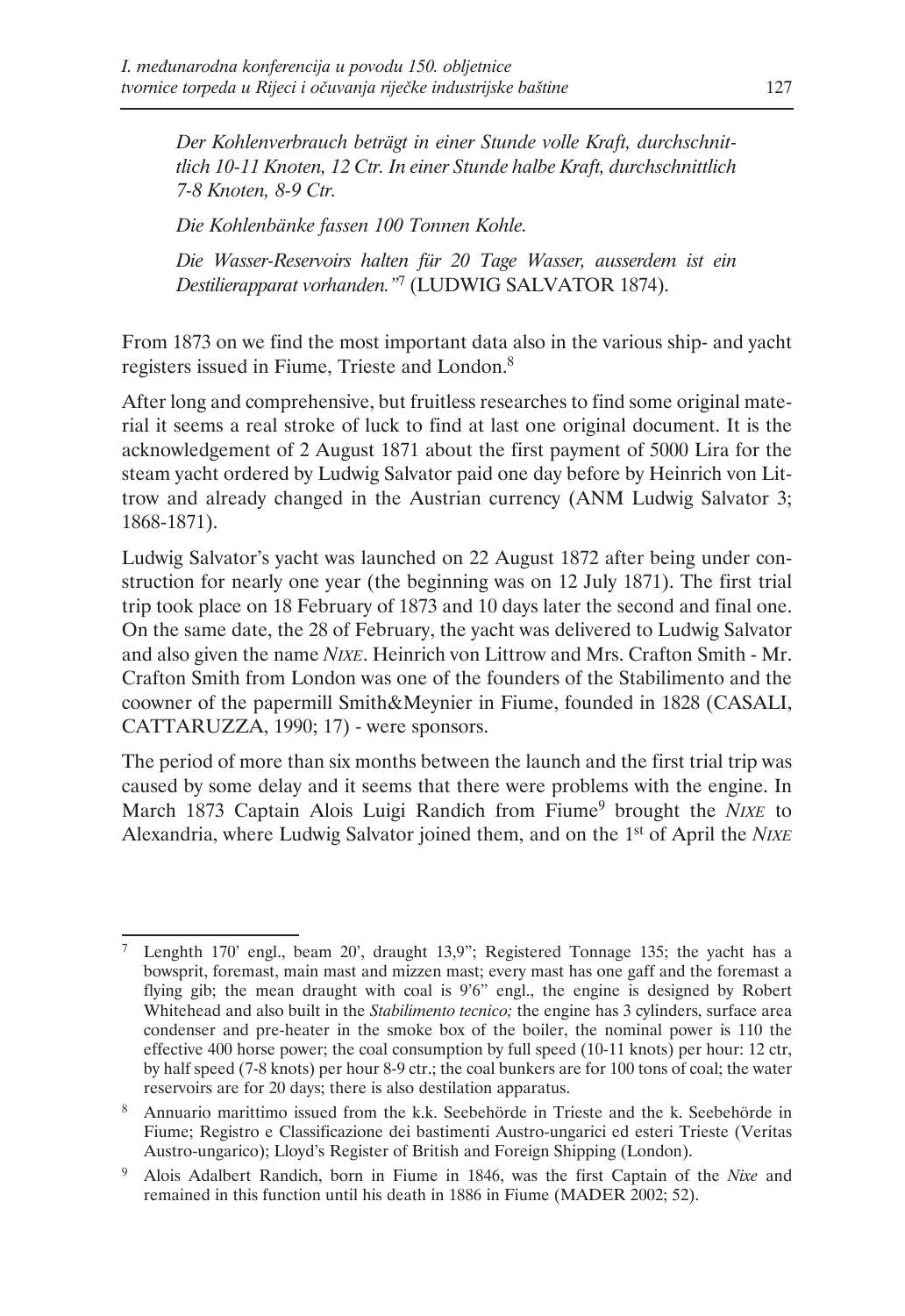*Der Kohlenverbrauch beträgt in einer Stunde volle Kraft, durchschnittlich 10-11 Knoten, 12 Ctr. In einer Stunde halbe Kraft, durchschnittlich 7-8 Knoten, 8-9 Ctr.*

*Die Kohlenbänke fassen 100 Tonnen Kohle.*

*Die Wasser-Reservoirs halten für 20 Tage Wasser, ausserdem ist ein Destilierapparat vorhanden."*[7] (LUDWIG SALVATOR 1874).

From 1873 on we find the most important data also in the various ship- and yacht registers issued in Fiume, Trieste and London.[8]

After long and comprehensive, but fruitless researches to find some original material it seems a real stroke of luck to find at last one original document. It is the acknowledgement of 2 August 1871 about the first payment of 5000 Lira for the steam yacht ordered by Ludwig Salvator paid one day before by Heinrich von Littrow and already changed in the Austrian currency (ANM Ludwig Salvator 3; 1868-1871).

Ludwig Salvator's yacht was launched on 22 August 1872 after being under construction for nearly one year (the beginning was on 12 July 1871). The first trial trip took place on 18 February of 1873 and 10 days later the second and final one. On the same date, the 28 of February, the yacht was delivered to Ludwig Salvator and also given the name *NIXE*. Heinrich von Littrow and Mrs. Crafton Smith - Mr. Crafton Smith from London was one of the founders of the Stabilimento and the coowner of the papermill Smith&Meynier in Fiume, founded in 1828 (CASALI, CATTARUZZA, 1990; 17) - were sponsors.

The period of more than six months between the launch and the first trial trip was caused by some delay and it seems that there were problems with the engine. In March 1873 Captain Alois Luigi Randich from Fiume[9] brought the *NIXE* to Alexandria, where Ludwig Salvator joined them, and on the 1st of April the *NIXE*

---

[7] Lenghth 170' engl., beam 20', draught 13,9"; Registered Tonnage 135; the yacht has a bowsprit, foremast, main mast and mizzen mast; every mast has one gaff and the foremast a flying gib; the mean draught with coal is 9'6" engl., the engine is designed by Robert Whitehead and also built in the *Stabilimento tecnico;* the engine has 3 cylinders, surface area condenser and pre-heater in the smoke box of the boiler, the nominal power is 110 the effective 400 horse power; the coal consumption by full speed (10-11 knots) per hour: 12 ctr, by half speed (7-8 knots) per hour 8-9 ctr.; the coal bunkers are for 100 tons of coal; the water reservoirs are for 20 days; there is also destilation apparatus.

[8] Annuario marittimo issued from the k.k. Seebehörde in Trieste and the k. Seebehörde in Fiume; Registro e Classificazione dei bastimenti Austro-ungarici ed esteri Trieste (Veritas Austro-ungarico); Lloyd's Register of British and Foreign Shipping (London).

[9] Alois Adalbert Randich, born in Fiume in 1846, was the first Captain of the *Nixe* and remained in this function until his death in 1886 in Fiume (MADER 2002; 52).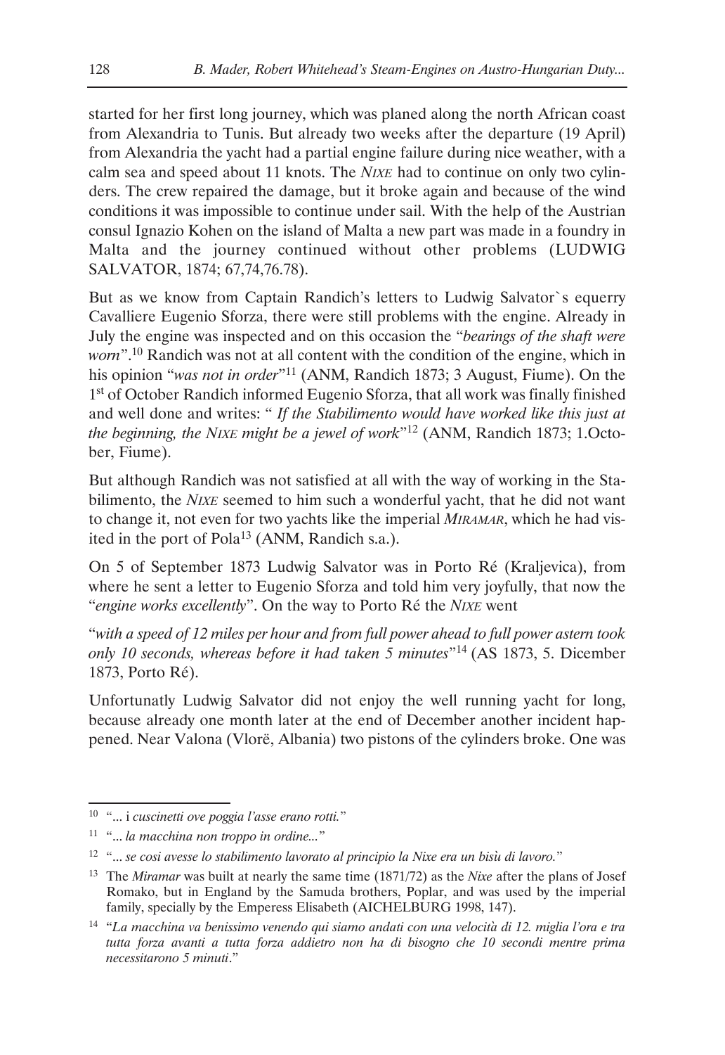started for her first long journey, which was planed along the north African coast from Alexandria to Tunis. But already two weeks after the departure (19 April) from Alexandria the yacht had a partial engine failure during nice weather, with a calm sea and speed about 11 knots. The *NIXE* had to continue on only two cylinders. The crew repaired the damage, but it broke again and because of the wind conditions it was impossible to continue under sail. With the help of the Austrian consul Ignazio Kohen on the island of Malta a new part was made in a foundry in Malta and the journey continued without other problems (LUDWIG SALVATOR, 1874; 67,74,76.78).

But as we know from Captain Randich's letters to Ludwig Salvator`s equerry Cavalliere Eugenio Sforza, there were still problems with the engine. Already in July the engine was inspected and on this occasion the "*bearings of the shaft were worn*".[10] Randich was not at all content with the condition of the engine, which in his opinion "*was not in order*"[11] (ANM, Randich 1873; 3 August, Fiume). On the 1st of October Randich informed Eugenio Sforza, that all work was finally finished and well done and writes: " *If the Stabilimento would have worked like this just at the beginning, the NIXE might be a jewel of work*"[12] (ANM, Randich 1873; 1.October, Fiume).

But although Randich was not satisfied at all with the way of working in the Stabilimento, the *NIXE* seemed to him such a wonderful yacht, that he did not want to change it, not even for two yachts like the imperial *MIRAMAR*, which he had visited in the port of Pola[13] (ANM, Randich s.a.).

On 5 of September 1873 Ludwig Salvator was in Porto Ré (Kraljevica), from where he sent a letter to Eugenio Sforza and told him very joyfully, that now the "*engine works excellently*". On the way to Porto Ré the *NIXE* went

"*with a speed of 12 miles per hour and from full power ahead to full power astern took only 10 seconds, whereas before it had taken 5 minutes*"[14] (AS 1873, 5. Dicember 1873, Porto Ré).

Unfortunatly Ludwig Salvator did not enjoy the well running yacht for long, because already one month later at the end of December another incident happened. Near Valona (Vlorë, Albania) two pistons of the cylinders broke. One was

---

[10] "... i *cuscinetti ove poggia l'asse erano rotti.*"

[11] "... *la macchina non troppo in ordine...*"

[12] "... *se cosi avesse lo stabilimento lavorato al principio la Nixe era un bisù di lavoro.*"

[13] The *Miramar* was built at nearly the same time (1871/72) as the *Nixe* after the plans of Josef Romako, but in England by the Samuda brothers, Poplar, and was used by the imperial family, specially by the Emperess Elisabeth (AICHELBURG 1998, 147).

[14] "*La macchina va benissimo venendo qui siamo andati con una velocità di 12. miglia l'ora e tra tutta forza avanti a tutta forza addietro non ha di bisogno che 10 secondi mentre prima necessitarono 5 minuti*."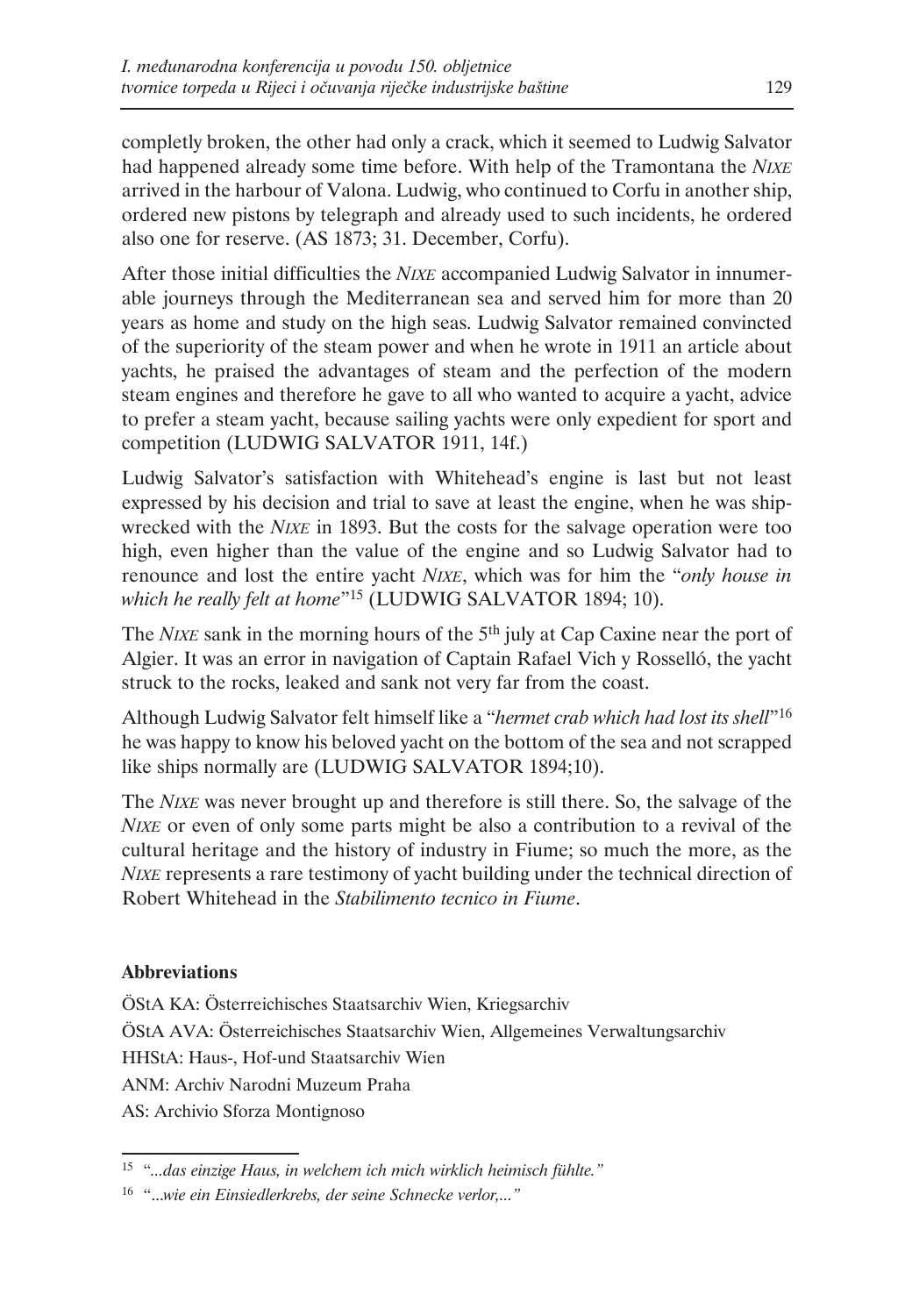completly broken, the other had only a crack, which it seemed to Ludwig Salvator had happened already some time before. With help of the Tramontana the *Nixe* arrived in the harbour of Valona. Ludwig, who continued to Corfu in another ship, ordered new pistons by telegraph and already used to such incidents, he ordered also one for reserve. (AS 1873; 31. December, Corfu).

After those initial difficulties the *Nixe* accompanied Ludwig Salvator in innumerable journeys through the Mediterranean sea and served him for more than 20 years as home and study on the high seas. Ludwig Salvator remained convincted of the superiority of the steam power and when he wrote in 1911 an article about yachts, he praised the advantages of steam and the perfection of the modern steam engines and therefore he gave to all who wanted to acquire a yacht, advice to prefer a steam yacht, because sailing yachts were only expedient for sport and competition (LUDWIG SALVATOR 1911, 14f.)

Ludwig Salvator's satisfaction with Whitehead's engine is last but not least expressed by his decision and trial to save at least the engine, when he was shipwrecked with the *Nixe* in 1893. But the costs for the salvage operation were too high, even higher than the value of the engine and so Ludwig Salvator had to renounce and lost the entire yacht *Nixe*, which was for him the "*only house in which he really felt at home*"[15] (LUDWIG SALVATOR 1894; 10).

The *Nixe* sank in the morning hours of the 5th july at Cap Caxine near the port of Algier. It was an error in navigation of Captain Rafael Vich y Rosselló, the yacht struck to the rocks, leaked and sank not very far from the coast.

Although Ludwig Salvator felt himself like a "*hermet crab which had lost its shell*"[16] he was happy to know his beloved yacht on the bottom of the sea and not scrapped like ships normally are (LUDWIG SALVATOR 1894;10).

The *Nixe* was never brought up and therefore is still there. So, the salvage of the *Nixe* or even of only some parts might be also a contribution to a revival of the cultural heritage and the history of industry in Fiume; so much the more, as the *Nixe* represents a rare testimony of yacht building under the technical direction of Robert Whitehead in the *Stabilimento tecnico in Fiume*.

**Abbreviations**

ÖStA KA: Österreichisches Staatsarchiv Wien, Kriegsarchiv

ÖStA AVA: Österreichisches Staatsarchiv Wien, Allgemeines Verwaltungsarchiv

HHStA: Haus-, Hof-und Staatsarchiv Wien

ANM: Archiv Narodni Muzeum Praha

AS: Archivio Sforza Montignoso

---

[15] "*...das einzige Haus, in welchem ich mich wirklich heimisch fühlte.*"

[16] "*...wie ein Einsiedlerkrebs, der seine Schnecke verlor,...*"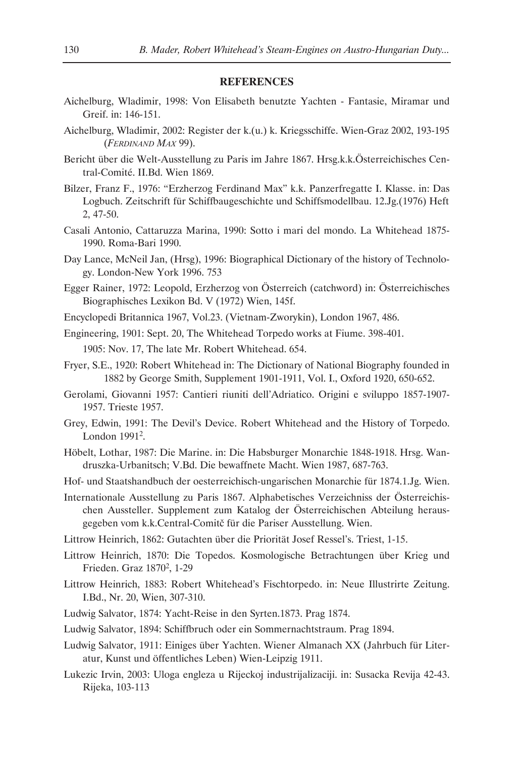## REFERENCES

Aichelburg, Wladimir, 1998: Von Elisabeth benutzte Yachten - Fantasie, Miramar und Greif. in: 146-151.

Aichelburg, Wladimir, 2002: Register der k.(u.) k. Kriegsschiffe. Wien-Graz 2002, 193-195 (*Ferdinand Max* 99).

Bericht über die Welt-Ausstellung zu Paris im Jahre 1867. Hrsg.k.k.Österreichisches Central-Comité. II.Bd. Wien 1869.

Bilzer, Franz F., 1976: "Erzherzog Ferdinand Max" k.k. Panzerfregatte I. Klasse. in: Das Logbuch. Zeitschrift für Schiffbaugeschichte und Schiffsmodellbau. 12.Jg.(1976) Heft 2, 47-50.

Casali Antonio, Cattaruzza Marina, 1990: Sotto i mari del mondo. La Whitehead 1875-1990. Roma-Bari 1990.

Day Lance, McNeil Jan, (Hrsg), 1996: Biographical Dictionary of the history of Technology. London-New York 1996. 753

Egger Rainer, 1972: Leopold, Erzherzog von Österreich (catchword) in: Österreichisches Biographisches Lexikon Bd. V (1972) Wien, 145f.

Encyclopedi Britannica 1967, Vol.23. (Vietnam-Zworykin), London 1967, 486.

Engineering, 1901: Sept. 20, The Whitehead Torpedo works at Fiume. 398-401.

1905: Nov. 17, The late Mr. Robert Whitehead. 654.

Fryer, S.E., 1920: Robert Whitehead in: The Dictionary of National Biography founded in 1882 by George Smith, Supplement 1901-1911, Vol. I., Oxford 1920, 650-652.

Gerolami, Giovanni 1957: Cantieri riuniti dell'Adriatico. Origini e sviluppo 1857-1907-1957. Trieste 1957.

Grey, Edwin, 1991: The Devil's Device. Robert Whitehead and the History of Torpedo. London 1991[2].

Höbelt, Lothar, 1987: Die Marine. in: Die Habsburger Monarchie 1848-1918. Hrsg. Wandruszka-Urbanitsch; V.Bd. Die bewaffnete Macht. Wien 1987, 687-763.

Hof- und Staatshandbuch der oesterreichisch-ungarischen Monarchie für 1874.1.Jg. Wien.

Internationale Ausstellung zu Paris 1867. Alphabetisches Verzeichniss der Österreichischen Aussteller. Supplement zum Katalog der Österreichischen Abteilung herausgegeben vom k.k.Central-Comitč für die Pariser Ausstellung. Wien.

Littrow Heinrich, 1862: Gutachten über die Priorität Josef Ressel's. Triest, 1-15.

Littrow Heinrich, 1870: Die Topedos. Kosmologische Betrachtungen über Krieg und Frieden. Graz 1870[2], 1-29

Littrow Heinrich, 1883: Robert Whitehead's Fischtorpedo. in: Neue Illustrirte Zeitung. I.Bd., Nr. 20, Wien, 307-310.

Ludwig Salvator, 1874: Yacht-Reise in den Syrten.1873. Prag 1874.

Ludwig Salvator, 1894: Schiffbruch oder ein Sommernachtstraum. Prag 1894.

Ludwig Salvator, 1911: Einiges über Yachten. Wiener Almanach XX (Jahrbuch für Literatur, Kunst und öffentliches Leben) Wien-Leipzig 1911.

Lukezic Irvin, 2003: Uloga engleza u Rijeckoj industrijalizaciji. in: Susacka Revija 42-43. Rijeka, 103-113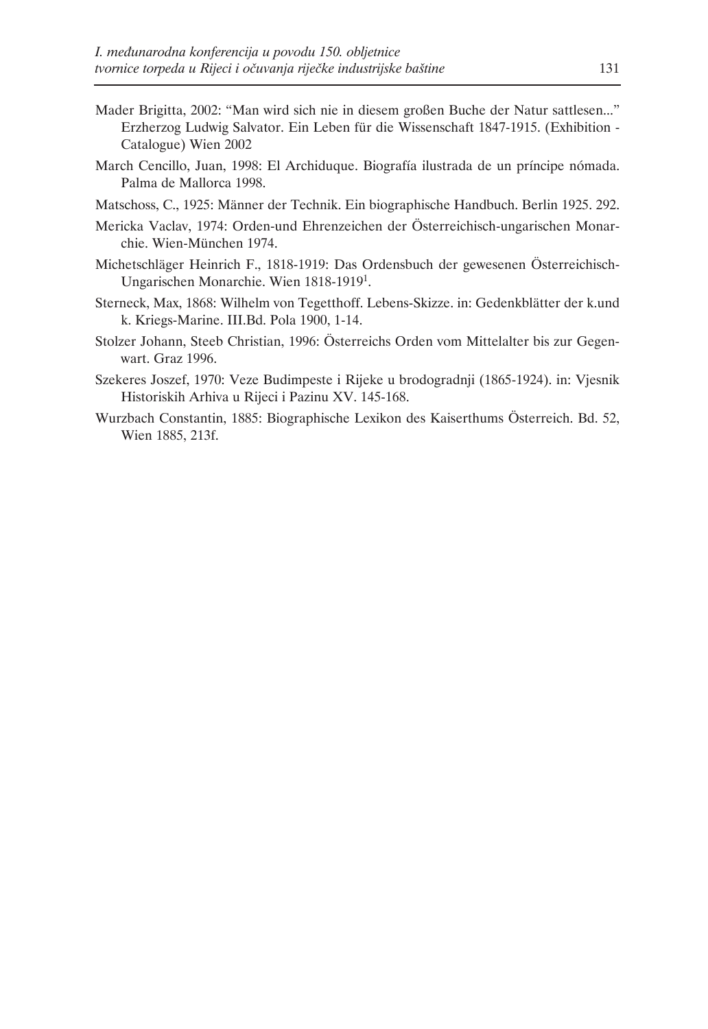Mader Brigitta, 2002: “Man wird sich nie in diesem großen Buche der Natur sattlesen...” Erzherzog Ludwig Salvator. Ein Leben für die Wissenschaft 1847-1915. (Exhibition - Catalogue) Wien 2002

March Cencillo, Juan, 1998: El Archiduque. Biografía ilustrada de un príncipe nómada. Palma de Mallorca 1998.

Matschoss, C., 1925: Männer der Technik. Ein biographische Handbuch. Berlin 1925. 292.

Mericka Vaclav, 1974: Orden-und Ehrenzeichen der Österreichisch-ungarischen Monarchie. Wien-München 1974.

Michetschläger Heinrich F., 1818-1919: Das Ordensbuch der gewesenen Österreichisch-Ungarischen Monarchie. Wien 1818-1919[1].

Sterneck, Max, 1868: Wilhelm von Tegetthoff. Lebens-Skizze. in: Gedenkblätter der k.und k. Kriegs-Marine. III.Bd. Pola 1900, 1-14.

Stolzer Johann, Steeb Christian, 1996: Österreichs Orden vom Mittelalter bis zur Gegenwart. Graz 1996.

Szekeres Joszef, 1970: Veze Budimpeste i Rijeke u brodogradnji (1865-1924). in: Vjesnik Historiskih Arhiva u Rijeci i Pazinu XV. 145-168.

Wurzbach Constantin, 1885: Biographische Lexikon des Kaiserthums Österreich. Bd. 52, Wien 1885, 213f.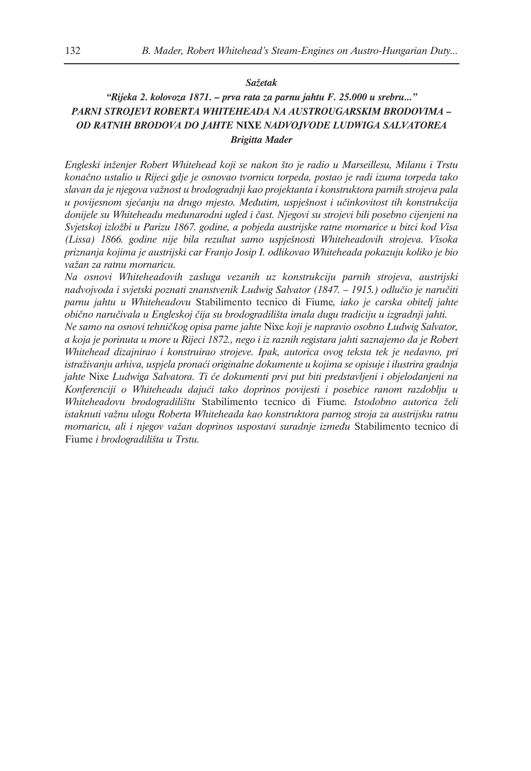***Sažetak***

***"Rijeka 2. kolovoza 1871. – prva rata za parnu jahtu F. 25.000 u srebru..." PARNI STROJEVI ROBERTA WHITEHEADA NA AUSTROUGARSKIM BRODOVIMA – OD RATNIH BRODOVA DO JAHTE* NIXE *NADVOJVODE LUDWIGA SALVATOREA***

***Brigitta Mader***

*Engleski inženjer Robert Whitehead koji se nakon što je radio u Marseillesu, Milanu i Trstu konačno ustalio u Rijeci gdje je osnovao tvornicu torpeda, postao je radi izuma torpeda tako slavan da je njegova važnost u brodogradnji kao projektanta i konstruktora parnih strojeva pala u povijesnom sjećanju na drugo mjesto. Međutim, uspješnost i učinkovitost tih konstrukcija donijele su Whiteheadu međunarodni ugled i čast. Njegovi su strojevi bili posebno cijenjeni na Svjetskoj izložbi u Parizu 1867. godine, a pobjeda austrijske ratne mornarice u bitci kod Visa (Lissa) 1866. godine nije bila rezultat samo uspješnosti Whiteheadovih strojeva. Visoka priznanja kojima je austrijski car Franjo Josip I. odlikovao Whiteheada pokazuju koliko je bio važan za ratnu mornaricu.*

*Na osnovi Whiteheadovih zasluga vezanih uz konstrukciju parnih strojeva, austrijski nadvojvoda i svjetski poznati znanstvenik Ludwig Salvator (1847. – 1915.) odlučio je naručiti parnu jahtu u Whiteheadovu* Stabilimento tecnico di Fiume*, iako je carska obitelj jahte obično naručivala u Engleskoj čija su brodogradilišta imala dugu tradiciju u izgradnji jahti.*

*Ne samo na osnovi tehničkog opisa parne jahte* Nixe *koji je napravio osobno Ludwig Salvator, a koja je porinuta u more u Rijeci 1872., nego i iz raznih registara jahti saznajemo da je Robert Whitehead dizajnirao i konstruirao strojeve. Ipak, autorica ovog teksta tek je nedavno, pri istraživanju arhiva, uspjela pronaći originalne dokumente u kojima se opisuje i ilustrira gradnja jahte* Nixe *Ludwiga Salvatora. Ti će dokumenti prvi put biti predstavljeni i objelodanjeni na Konferenciji o Whiteheadu dajući tako doprinos povijesti i posebice ranom razdoblju u Whiteheadovu brodogradilištu* Stabilimento tecnico di Fiume*. Istodobno autorica želi istaknuti važnu ulogu Roberta Whiteheada kao konstruktora parnog stroja za austrijsku ratnu mornaricu, ali i njegov važan doprinos uspostavi suradnje između* Stabilimento tecnico di Fiume *i brodogradilišta u Trstu.*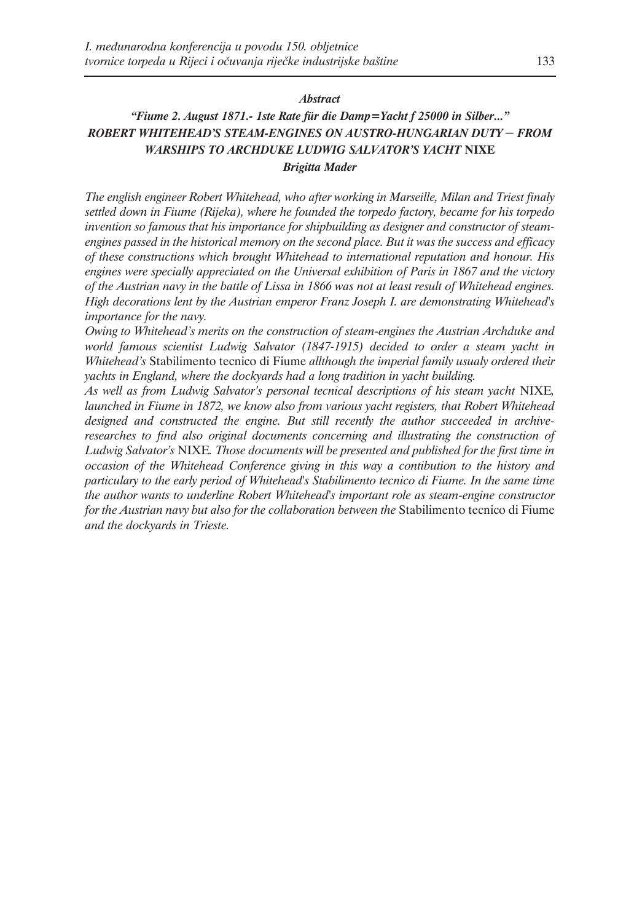***Abstract***

## *"Fiume 2. August 1871.- 1ste Rate für die Damp=Yacht f 25000 in Silber..."* *ROBERT WHITEHEAD'S STEAM-ENGINES ON AUSTRO-HUNGARIAN DUTY – FROM WARSHIPS TO ARCHDUKE LUDWIG SALVATOR'S YACHT* NIXE

***Brigitta Mader***

*The english engineer Robert Whitehead, who after working in Marseille, Milan and Triest finaly settled down in Fiume (Rijeka), where he founded the torpedo factory, became for his torpedo invention so famous that his importance for shipbuilding as designer and constructor of steam-engines passed in the historical memory on the second place. But it was the success and efficacy of these constructions which brought Whitehead to international reputation and honour. His engines were specially appreciated on the Universal exhibition of Paris in 1867 and the victory of the Austrian navy in the battle of Lissa in 1866 was not at least result of Whitehead engines. High decorations lent by the Austrian emperor Franz Joseph I. are demonstrating Whitehead's importance for the navy.*

*Owing to Whitehead's merits on the construction of steam-engines the Austrian Archduke and world famous scientist Ludwig Salvator (1847-1915) decided to order a steam yacht in Whitehead's* Stabilimento tecnico di Fiume *allthough the imperial family usualy ordered their yachts in England, where the dockyards had a long tradition in yacht building.*

*As well as from Ludwig Salvator's personal tecnical descriptions of his steam yacht* NIXE*, launched in Fiume in 1872, we know also from various yacht registers, that Robert Whitehead designed and constructed the engine. But still recently the author succeeded in archive-researches to find also original documents concerning and illustrating the construction of Ludwig Salvator's* NIXE*. Those documents will be presented and published for the first time in occasion of the Whitehead Conference giving in this way a contibution to the history and particulary to the early period of Whitehead's Stabilimento tecnico di Fiume. In the same time the author wants to underline Robert Whitehead's important role as steam-engine constructor for the Austrian navy but also for the collaboration between the* Stabilimento tecnico di Fiume *and the dockyards in Trieste.*